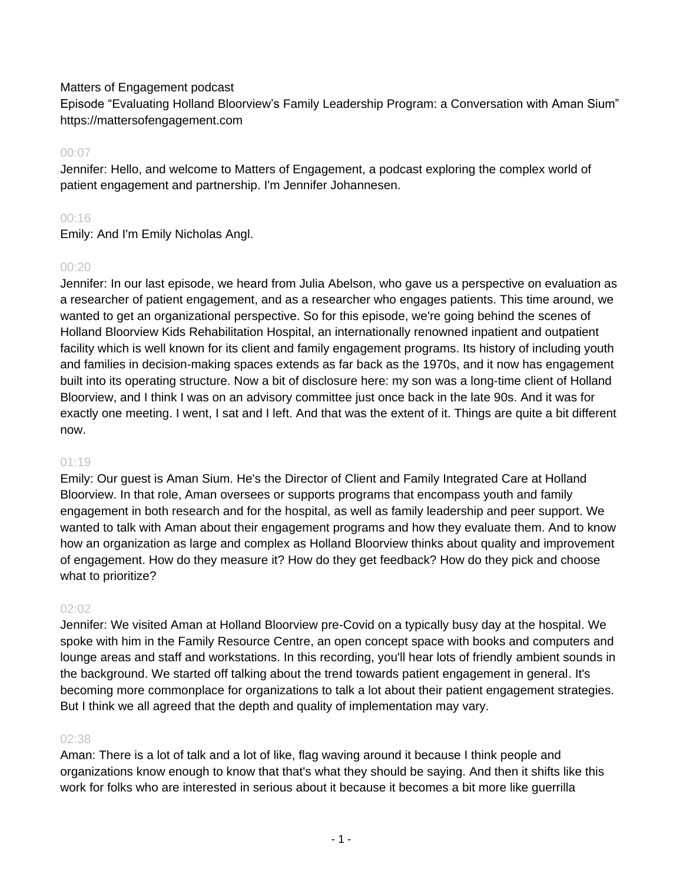Matters of Engagement podcast

Episode "Evaluating Holland Bloorview's Family Leadership Program: a Conversation with Aman Sium"

https://mattersofengagement.com

00:07

Jennifer: Hello, and welcome to Matters of Engagement, a podcast exploring the complex world of patient engagement and partnership. I'm Jennifer Johannesen.

00:16

Emily: And I'm Emily Nicholas Angl.

00:20

Jennifer: In our last episode, we heard from Julia Abelson, who gave us a perspective on evaluation as a researcher of patient engagement, and as a researcher who engages patients. This time around, we wanted to get an organizational perspective. So for this episode, we're going behind the scenes of Holland Bloorview Kids Rehabilitation Hospital, an internationally renowned inpatient and outpatient facility which is well known for its client and family engagement programs. Its history of including youth and families in decision-making spaces extends as far back as the 1970s, and it now has engagement built into its operating structure. Now a bit of disclosure here: my son was a long-time client of Holland Bloorview, and I think I was on an advisory committee just once back in the late 90s. And it was for exactly one meeting. I went, I sat and I left. And that was the extent of it. Things are quite a bit different now.

01:19

Emily: Our guest is Aman Sium. He's the Director of Client and Family Integrated Care at Holland Bloorview. In that role, Aman oversees or supports programs that encompass youth and family engagement in both research and for the hospital, as well as family leadership and peer support. We wanted to talk with Aman about their engagement programs and how they evaluate them. And to know how an organization as large and complex as Holland Bloorview thinks about quality and improvement of engagement. How do they measure it? How do they get feedback? How do they pick and choose what to prioritize?

02:02

Jennifer: We visited Aman at Holland Bloorview pre-Covid on a typically busy day at the hospital. We spoke with him in the Family Resource Centre, an open concept space with books and computers and lounge areas and staff and workstations. In this recording, you'll hear lots of friendly ambient sounds in the background. We started off talking about the trend towards patient engagement in general. It's becoming more commonplace for organizations to talk a lot about their patient engagement strategies. But I think we all agreed that the depth and quality of implementation may vary.

02:38

Aman: There is a lot of talk and a lot of like, flag waving around it because I think people and organizations know enough to know that that's what they should be saying. And then it shifts like this work for folks who are interested in serious about it because it becomes a bit more like guerrilla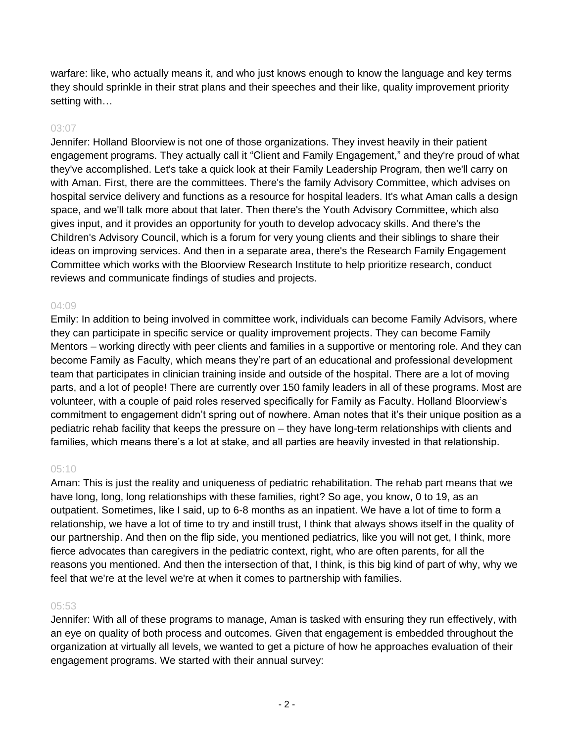warfare: like, who actually means it, and who just knows enough to know the language and key terms they should sprinkle in their strat plans and their speeches and their like, quality improvement priority setting with…

03:07

Jennifer: Holland Bloorview is not one of those organizations. They invest heavily in their patient engagement programs. They actually call it "Client and Family Engagement," and they're proud of what they've accomplished. Let's take a quick look at their Family Leadership Program, then we'll carry on with Aman. First, there are the committees. There's the family Advisory Committee, which advises on hospital service delivery and functions as a resource for hospital leaders. It's what Aman calls a design space, and we'll talk more about that later. Then there's the Youth Advisory Committee, which also gives input, and it provides an opportunity for youth to develop advocacy skills. And there's the Children's Advisory Council, which is a forum for very young clients and their siblings to share their ideas on improving services. And then in a separate area, there's the Research Family Engagement Committee which works with the Bloorview Research Institute to help prioritize research, conduct reviews and communicate findings of studies and projects.

04:09

Emily: In addition to being involved in committee work, individuals can become Family Advisors, where they can participate in specific service or quality improvement projects. They can become Family Mentors – working directly with peer clients and families in a supportive or mentoring role. And they can become Family as Faculty, which means they're part of an educational and professional development team that participates in clinician training inside and outside of the hospital. There are a lot of moving parts, and a lot of people! There are currently over 150 family leaders in all of these programs. Most are volunteer, with a couple of paid roles reserved specifically for Family as Faculty. Holland Bloorview's commitment to engagement didn't spring out of nowhere. Aman notes that it's their unique position as a pediatric rehab facility that keeps the pressure on – they have long-term relationships with clients and families, which means there's a lot at stake, and all parties are heavily invested in that relationship.

05:10

Aman: This is just the reality and uniqueness of pediatric rehabilitation. The rehab part means that we have long, long, long relationships with these families, right? So age, you know, 0 to 19, as an outpatient. Sometimes, like I said, up to 6-8 months as an inpatient. We have a lot of time to form a relationship, we have a lot of time to try and instill trust, I think that always shows itself in the quality of our partnership. And then on the flip side, you mentioned pediatrics, like you will not get, I think, more fierce advocates than caregivers in the pediatric context, right, who are often parents, for all the reasons you mentioned. And then the intersection of that, I think, is this big kind of part of why, why we feel that we're at the level we're at when it comes to partnership with families.

05:53

Jennifer: With all of these programs to manage, Aman is tasked with ensuring they run effectively, with an eye on quality of both process and outcomes. Given that engagement is embedded throughout the organization at virtually all levels, we wanted to get a picture of how he approaches evaluation of their engagement programs. We started with their annual survey: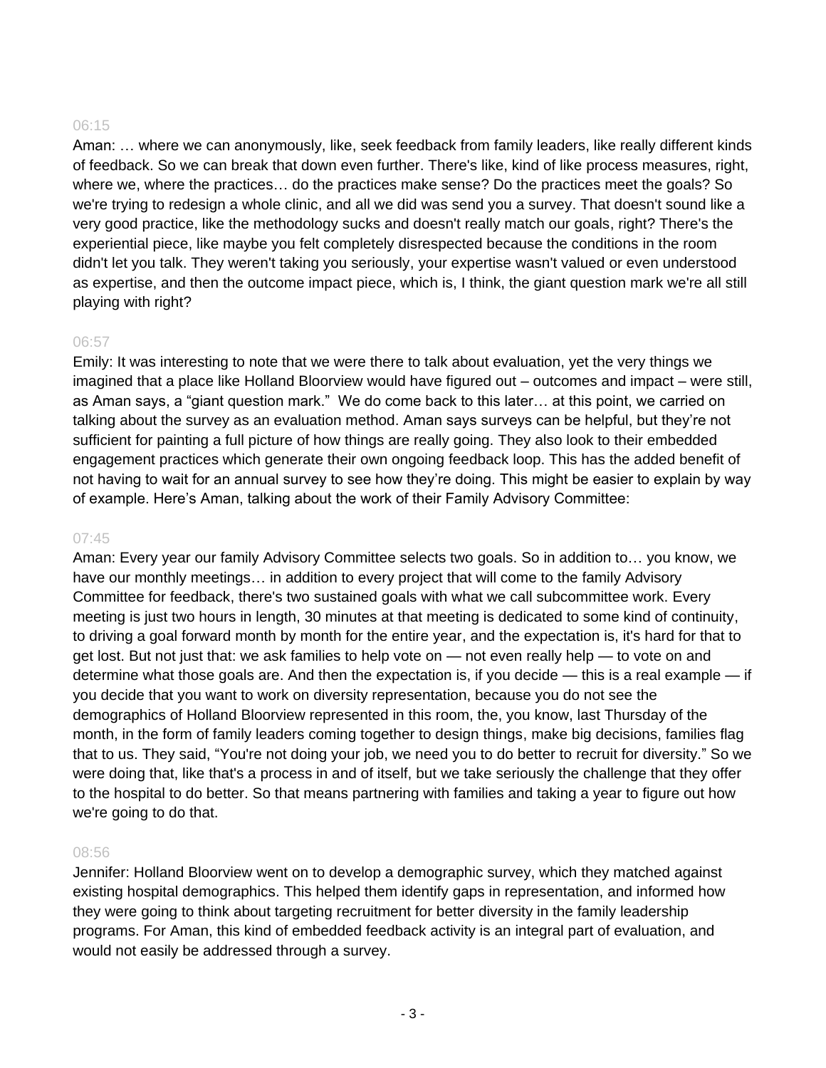06:15

Aman: … where we can anonymously, like, seek feedback from family leaders, like really different kinds of feedback. So we can break that down even further. There's like, kind of like process measures, right, where we, where the practices… do the practices make sense? Do the practices meet the goals? So we're trying to redesign a whole clinic, and all we did was send you a survey. That doesn't sound like a very good practice, like the methodology sucks and doesn't really match our goals, right? There's the experiential piece, like maybe you felt completely disrespected because the conditions in the room didn't let you talk. They weren't taking you seriously, your expertise wasn't valued or even understood as expertise, and then the outcome impact piece, which is, I think, the giant question mark we're all still playing with right?

06:57

Emily: It was interesting to note that we were there to talk about evaluation, yet the very things we imagined that a place like Holland Bloorview would have figured out – outcomes and impact – were still, as Aman says, a "giant question mark." We do come back to this later… at this point, we carried on talking about the survey as an evaluation method. Aman says surveys can be helpful, but they're not sufficient for painting a full picture of how things are really going. They also look to their embedded engagement practices which generate their own ongoing feedback loop. This has the added benefit of not having to wait for an annual survey to see how they're doing. This might be easier to explain by way of example. Here's Aman, talking about the work of their Family Advisory Committee:

07:45

Aman: Every year our family Advisory Committee selects two goals. So in addition to… you know, we have our monthly meetings… in addition to every project that will come to the family Advisory Committee for feedback, there's two sustained goals with what we call subcommittee work. Every meeting is just two hours in length, 30 minutes at that meeting is dedicated to some kind of continuity, to driving a goal forward month by month for the entire year, and the expectation is, it's hard for that to get lost. But not just that: we ask families to help vote on — not even really help — to vote on and determine what those goals are. And then the expectation is, if you decide — this is a real example — if you decide that you want to work on diversity representation, because you do not see the demographics of Holland Bloorview represented in this room, the, you know, last Thursday of the month, in the form of family leaders coming together to design things, make big decisions, families flag that to us. They said, "You're not doing your job, we need you to do better to recruit for diversity." So we were doing that, like that's a process in and of itself, but we take seriously the challenge that they offer to the hospital to do better. So that means partnering with families and taking a year to figure out how we're going to do that.

08:56

Jennifer: Holland Bloorview went on to develop a demographic survey, which they matched against existing hospital demographics. This helped them identify gaps in representation, and informed how they were going to think about targeting recruitment for better diversity in the family leadership programs. For Aman, this kind of embedded feedback activity is an integral part of evaluation, and would not easily be addressed through a survey.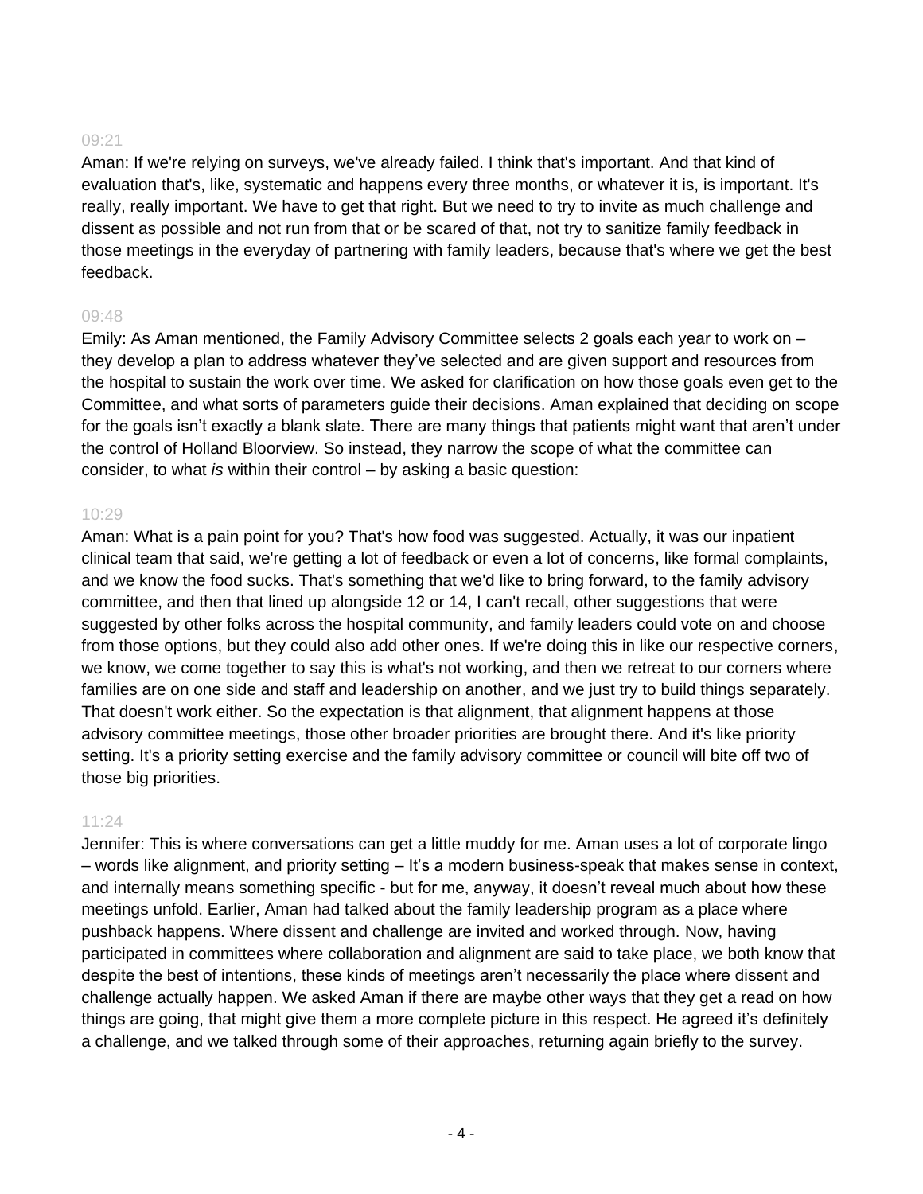09:21

Aman: If we're relying on surveys, we've already failed. I think that's important. And that kind of evaluation that's, like, systematic and happens every three months, or whatever it is, is important. It's really, really important. We have to get that right. But we need to try to invite as much challenge and dissent as possible and not run from that or be scared of that, not try to sanitize family feedback in those meetings in the everyday of partnering with family leaders, because that's where we get the best feedback.

09:48

Emily: As Aman mentioned, the Family Advisory Committee selects 2 goals each year to work on – they develop a plan to address whatever they've selected and are given support and resources from the hospital to sustain the work over time. We asked for clarification on how those goals even get to the Committee, and what sorts of parameters guide their decisions. Aman explained that deciding on scope for the goals isn't exactly a blank slate. There are many things that patients might want that aren't under the control of Holland Bloorview. So instead, they narrow the scope of what the committee can consider, to what *is* within their control – by asking a basic question:

10:29

Aman: What is a pain point for you? That's how food was suggested. Actually, it was our inpatient clinical team that said, we're getting a lot of feedback or even a lot of concerns, like formal complaints, and we know the food sucks. That's something that we'd like to bring forward, to the family advisory committee, and then that lined up alongside 12 or 14, I can't recall, other suggestions that were suggested by other folks across the hospital community, and family leaders could vote on and choose from those options, but they could also add other ones. If we're doing this in like our respective corners, we know, we come together to say this is what's not working, and then we retreat to our corners where families are on one side and staff and leadership on another, and we just try to build things separately. That doesn't work either. So the expectation is that alignment, that alignment happens at those advisory committee meetings, those other broader priorities are brought there. And it's like priority setting. It's a priority setting exercise and the family advisory committee or council will bite off two of those big priorities.

11:24

Jennifer: This is where conversations can get a little muddy for me. Aman uses a lot of corporate lingo – words like alignment, and priority setting – It's a modern business-speak that makes sense in context, and internally means something specific - but for me, anyway, it doesn't reveal much about how these meetings unfold. Earlier, Aman had talked about the family leadership program as a place where pushback happens. Where dissent and challenge are invited and worked through. Now, having participated in committees where collaboration and alignment are said to take place, we both know that despite the best of intentions, these kinds of meetings aren't necessarily the place where dissent and challenge actually happen. We asked Aman if there are maybe other ways that they get a read on how things are going, that might give them a more complete picture in this respect. He agreed it's definitely a challenge, and we talked through some of their approaches, returning again briefly to the survey.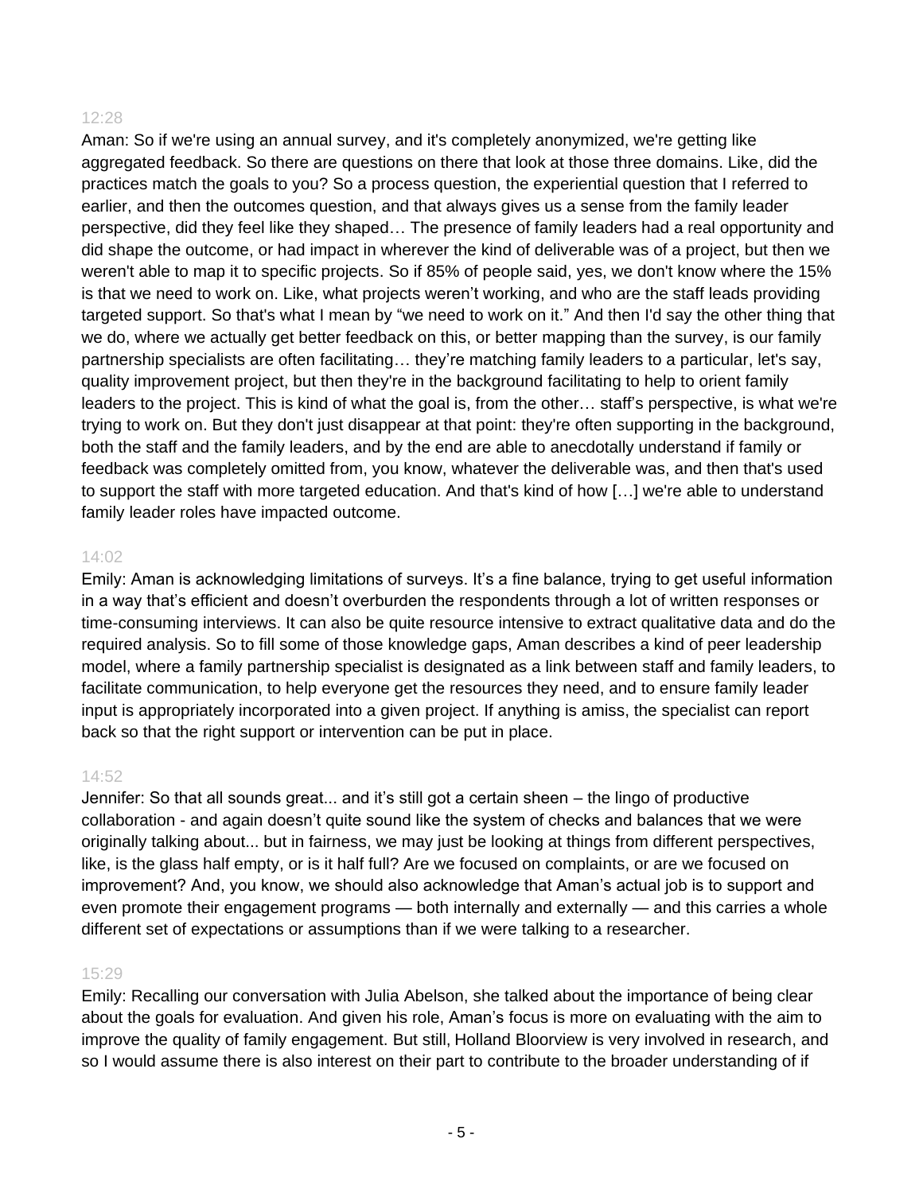12:28

Aman: So if we're using an annual survey, and it's completely anonymized, we're getting like aggregated feedback. So there are questions on there that look at those three domains. Like, did the practices match the goals to you? So a process question, the experiential question that I referred to earlier, and then the outcomes question, and that always gives us a sense from the family leader perspective, did they feel like they shaped… The presence of family leaders had a real opportunity and did shape the outcome, or had impact in wherever the kind of deliverable was of a project, but then we weren't able to map it to specific projects. So if 85% of people said, yes, we don't know where the 15% is that we need to work on. Like, what projects weren't working, and who are the staff leads providing targeted support. So that's what I mean by "we need to work on it." And then I'd say the other thing that we do, where we actually get better feedback on this, or better mapping than the survey, is our family partnership specialists are often facilitating… they're matching family leaders to a particular, let's say, quality improvement project, but then they're in the background facilitating to help to orient family leaders to the project. This is kind of what the goal is, from the other… staff's perspective, is what we're trying to work on. But they don't just disappear at that point: they're often supporting in the background, both the staff and the family leaders, and by the end are able to anecdotally understand if family or feedback was completely omitted from, you know, whatever the deliverable was, and then that's used to support the staff with more targeted education. And that's kind of how […] we're able to understand family leader roles have impacted outcome.

14:02

Emily: Aman is acknowledging limitations of surveys. It's a fine balance, trying to get useful information in a way that's efficient and doesn't overburden the respondents through a lot of written responses or time-consuming interviews. It can also be quite resource intensive to extract qualitative data and do the required analysis. So to fill some of those knowledge gaps, Aman describes a kind of peer leadership model, where a family partnership specialist is designated as a link between staff and family leaders, to facilitate communication, to help everyone get the resources they need, and to ensure family leader input is appropriately incorporated into a given project. If anything is amiss, the specialist can report back so that the right support or intervention can be put in place.

14:52

Jennifer: So that all sounds great... and it's still got a certain sheen – the lingo of productive collaboration - and again doesn't quite sound like the system of checks and balances that we were originally talking about... but in fairness, we may just be looking at things from different perspectives, like, is the glass half empty, or is it half full? Are we focused on complaints, or are we focused on improvement? And, you know, we should also acknowledge that Aman's actual job is to support and even promote their engagement programs — both internally and externally — and this carries a whole different set of expectations or assumptions than if we were talking to a researcher.

15:29

Emily: Recalling our conversation with Julia Abelson, she talked about the importance of being clear about the goals for evaluation. And given his role, Aman's focus is more on evaluating with the aim to improve the quality of family engagement. But still, Holland Bloorview is very involved in research, and so I would assume there is also interest on their part to contribute to the broader understanding of if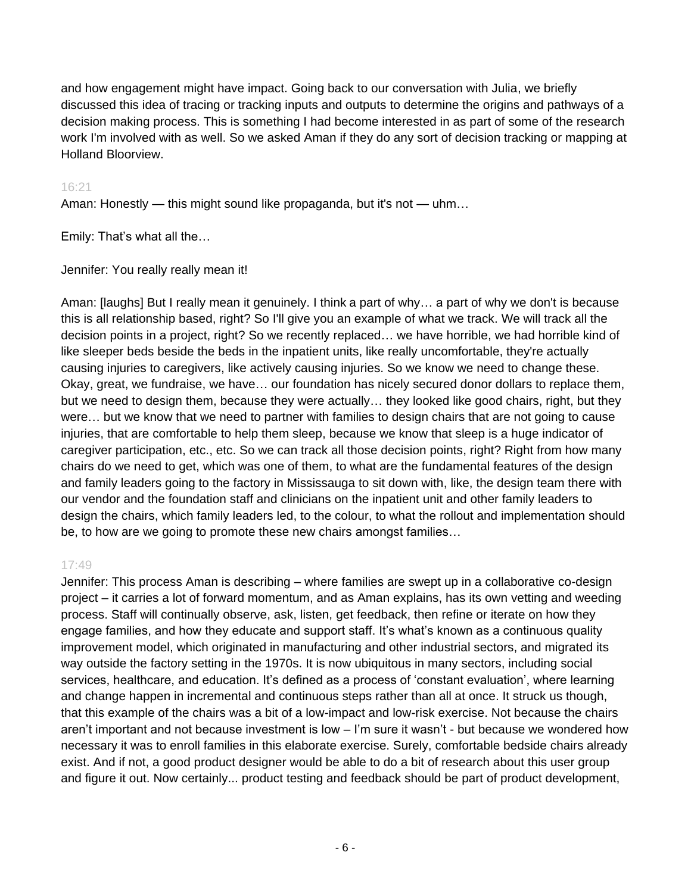and how engagement might have impact. Going back to our conversation with Julia, we briefly discussed this idea of tracing or tracking inputs and outputs to determine the origins and pathways of a decision making process. This is something I had become interested in as part of some of the research work I'm involved with as well. So we asked Aman if they do any sort of decision tracking or mapping at Holland Bloorview.

16:21

Aman: Honestly — this might sound like propaganda, but it's not — uhm…

Emily: That's what all the…

Jennifer: You really really mean it!

Aman: [laughs] But I really mean it genuinely. I think a part of why… a part of why we don't is because this is all relationship based, right? So I'll give you an example of what we track. We will track all the decision points in a project, right? So we recently replaced… we have horrible, we had horrible kind of like sleeper beds beside the beds in the inpatient units, like really uncomfortable, they're actually causing injuries to caregivers, like actively causing injuries. So we know we need to change these. Okay, great, we fundraise, we have… our foundation has nicely secured donor dollars to replace them, but we need to design them, because they were actually… they looked like good chairs, right, but they were… but we know that we need to partner with families to design chairs that are not going to cause injuries, that are comfortable to help them sleep, because we know that sleep is a huge indicator of caregiver participation, etc., etc. So we can track all those decision points, right? Right from how many chairs do we need to get, which was one of them, to what are the fundamental features of the design and family leaders going to the factory in Mississauga to sit down with, like, the design team there with our vendor and the foundation staff and clinicians on the inpatient unit and other family leaders to design the chairs, which family leaders led, to the colour, to what the rollout and implementation should be, to how are we going to promote these new chairs amongst families…

17:49

Jennifer: This process Aman is describing – where families are swept up in a collaborative co-design project – it carries a lot of forward momentum, and as Aman explains, has its own vetting and weeding process. Staff will continually observe, ask, listen, get feedback, then refine or iterate on how they engage families, and how they educate and support staff. It's what's known as a continuous quality improvement model, which originated in manufacturing and other industrial sectors, and migrated its way outside the factory setting in the 1970s. It is now ubiquitous in many sectors, including social services, healthcare, and education. It's defined as a process of 'constant evaluation', where learning and change happen in incremental and continuous steps rather than all at once. It struck us though, that this example of the chairs was a bit of a low-impact and low-risk exercise. Not because the chairs aren't important and not because investment is low – I'm sure it wasn't - but because we wondered how necessary it was to enroll families in this elaborate exercise. Surely, comfortable bedside chairs already exist. And if not, a good product designer would be able to do a bit of research about this user group and figure it out. Now certainly... product testing and feedback should be part of product development,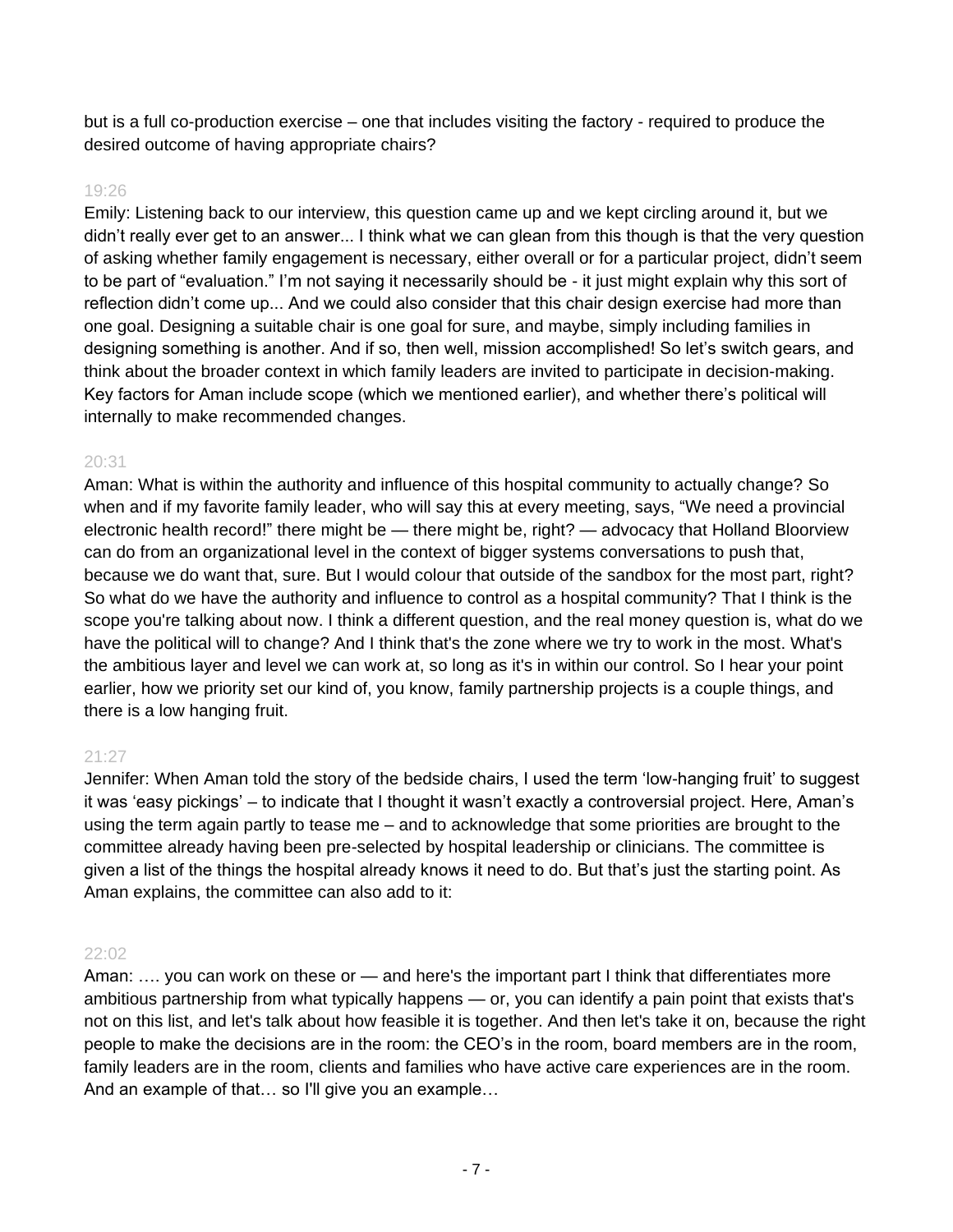but is a full co-production exercise – one that includes visiting the factory - required to produce the desired outcome of having appropriate chairs?

19:26

Emily: Listening back to our interview, this question came up and we kept circling around it, but we didn't really ever get to an answer... I think what we can glean from this though is that the very question of asking whether family engagement is necessary, either overall or for a particular project, didn't seem to be part of "evaluation." I'm not saying it necessarily should be - it just might explain why this sort of reflection didn't come up... And we could also consider that this chair design exercise had more than one goal. Designing a suitable chair is one goal for sure, and maybe, simply including families in designing something is another. And if so, then well, mission accomplished! So let's switch gears, and think about the broader context in which family leaders are invited to participate in decision-making. Key factors for Aman include scope (which we mentioned earlier), and whether there's political will internally to make recommended changes.

20:31

Aman: What is within the authority and influence of this hospital community to actually change? So when and if my favorite family leader, who will say this at every meeting, says, "We need a provincial electronic health record!" there might be — there might be, right? — advocacy that Holland Bloorview can do from an organizational level in the context of bigger systems conversations to push that, because we do want that, sure. But I would colour that outside of the sandbox for the most part, right? So what do we have the authority and influence to control as a hospital community? That I think is the scope you're talking about now. I think a different question, and the real money question is, what do we have the political will to change? And I think that's the zone where we try to work in the most. What's the ambitious layer and level we can work at, so long as it's in within our control. So I hear your point earlier, how we priority set our kind of, you know, family partnership projects is a couple things, and there is a low hanging fruit.

21:27

Jennifer: When Aman told the story of the bedside chairs, I used the term 'low-hanging fruit' to suggest it was 'easy pickings' – to indicate that I thought it wasn't exactly a controversial project. Here, Aman's using the term again partly to tease me – and to acknowledge that some priorities are brought to the committee already having been pre-selected by hospital leadership or clinicians. The committee is given a list of the things the hospital already knows it need to do. But that's just the starting point. As Aman explains, the committee can also add to it:

22:02

Aman: …. you can work on these or — and here's the important part I think that differentiates more ambitious partnership from what typically happens — or, you can identify a pain point that exists that's not on this list, and let's talk about how feasible it is together. And then let's take it on, because the right people to make the decisions are in the room: the CEO's in the room, board members are in the room, family leaders are in the room, clients and families who have active care experiences are in the room. And an example of that… so I'll give you an example…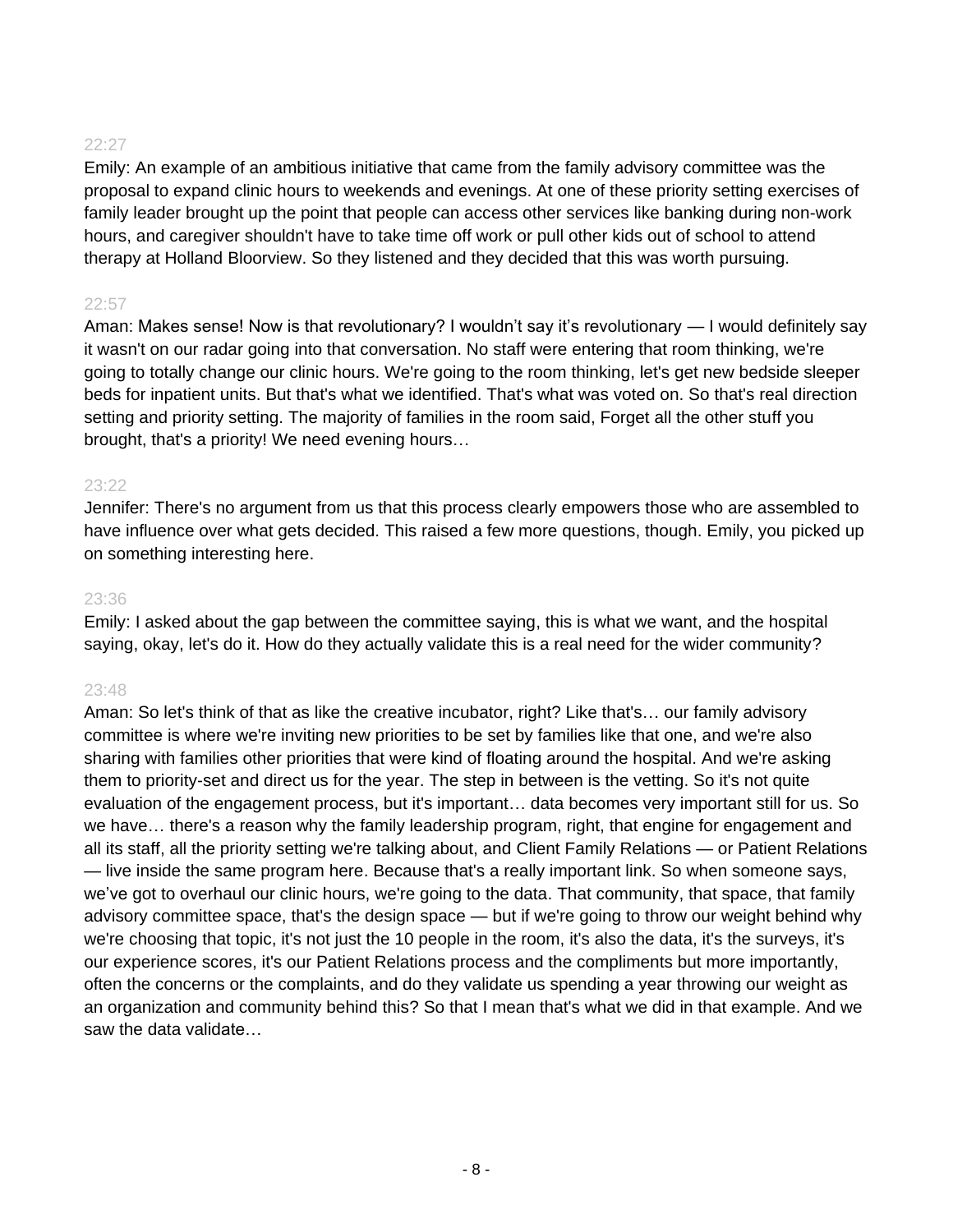22:27

Emily: An example of an ambitious initiative that came from the family advisory committee was the proposal to expand clinic hours to weekends and evenings. At one of these priority setting exercises of family leader brought up the point that people can access other services like banking during non-work hours, and caregiver shouldn't have to take time off work or pull other kids out of school to attend therapy at Holland Bloorview. So they listened and they decided that this was worth pursuing.

22:57

Aman: Makes sense! Now is that revolutionary? I wouldn't say it's revolutionary — I would definitely say it wasn't on our radar going into that conversation. No staff were entering that room thinking, we're going to totally change our clinic hours. We're going to the room thinking, let's get new bedside sleeper beds for inpatient units. But that's what we identified. That's what was voted on. So that's real direction setting and priority setting. The majority of families in the room said, Forget all the other stuff you brought, that's a priority! We need evening hours…

23:22

Jennifer: There's no argument from us that this process clearly empowers those who are assembled to have influence over what gets decided. This raised a few more questions, though. Emily, you picked up on something interesting here.

23:36

Emily: I asked about the gap between the committee saying, this is what we want, and the hospital saying, okay, let's do it. How do they actually validate this is a real need for the wider community?

23:48

Aman: So let's think of that as like the creative incubator, right? Like that's… our family advisory committee is where we're inviting new priorities to be set by families like that one, and we're also sharing with families other priorities that were kind of floating around the hospital. And we're asking them to priority-set and direct us for the year. The step in between is the vetting. So it's not quite evaluation of the engagement process, but it's important… data becomes very important still for us. So we have… there's a reason why the family leadership program, right, that engine for engagement and all its staff, all the priority setting we're talking about, and Client Family Relations — or Patient Relations — live inside the same program here. Because that's a really important link. So when someone says, we've got to overhaul our clinic hours, we're going to the data. That community, that space, that family advisory committee space, that's the design space — but if we're going to throw our weight behind why we're choosing that topic, it's not just the 10 people in the room, it's also the data, it's the surveys, it's our experience scores, it's our Patient Relations process and the compliments but more importantly, often the concerns or the complaints, and do they validate us spending a year throwing our weight as an organization and community behind this? So that I mean that's what we did in that example. And we saw the data validate…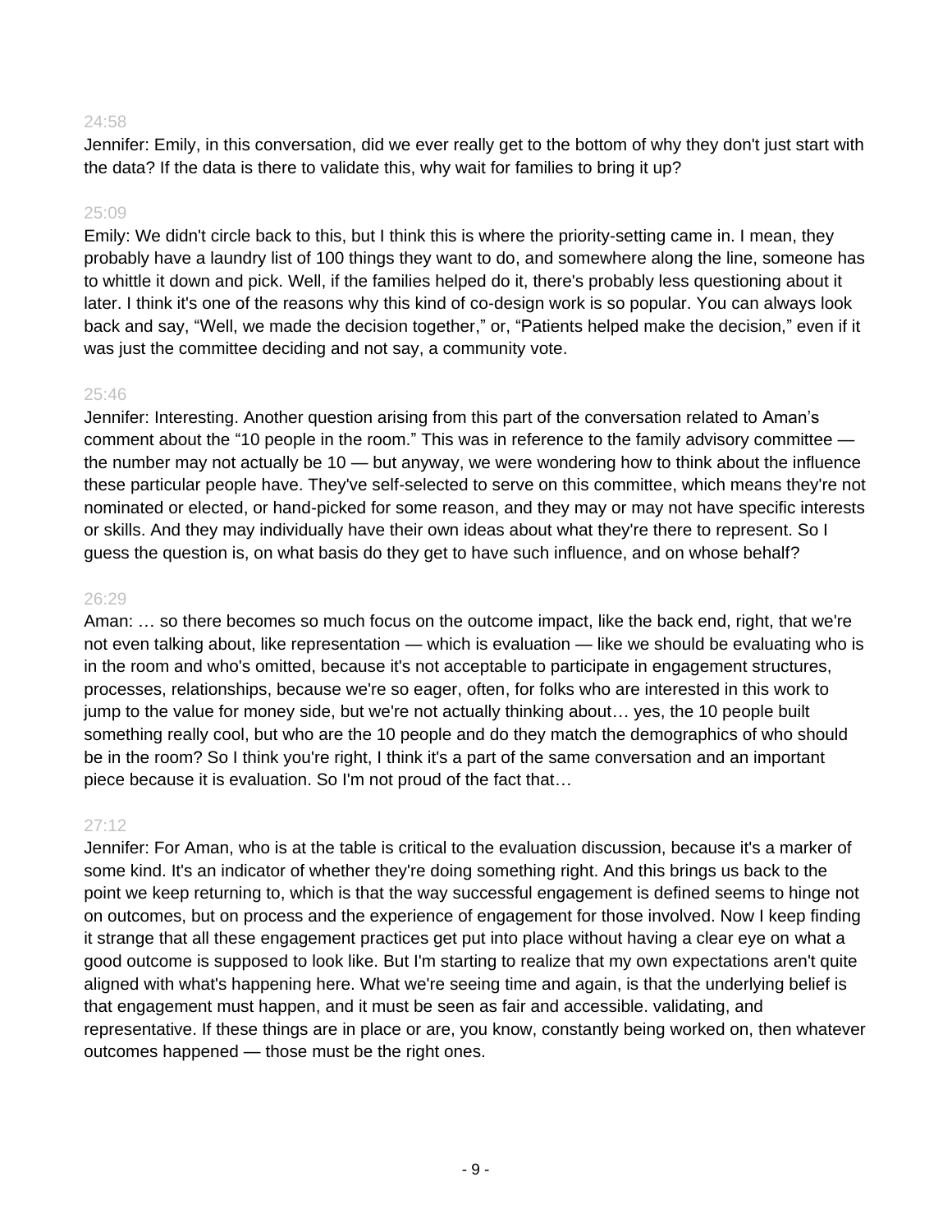24:58

Jennifer: Emily, in this conversation, did we ever really get to the bottom of why they don't just start with the data? If the data is there to validate this, why wait for families to bring it up?

25:09

Emily: We didn't circle back to this, but I think this is where the priority-setting came in. I mean, they probably have a laundry list of 100 things they want to do, and somewhere along the line, someone has to whittle it down and pick. Well, if the families helped do it, there's probably less questioning about it later. I think it's one of the reasons why this kind of co-design work is so popular. You can always look back and say, "Well, we made the decision together," or, "Patients helped make the decision," even if it was just the committee deciding and not say, a community vote.

25:46

Jennifer: Interesting. Another question arising from this part of the conversation related to Aman's comment about the "10 people in the room." This was in reference to the family advisory committee — the number may not actually be 10 — but anyway, we were wondering how to think about the influence these particular people have. They've self-selected to serve on this committee, which means they're not nominated or elected, or hand-picked for some reason, and they may or may not have specific interests or skills. And they may individually have their own ideas about what they're there to represent. So I guess the question is, on what basis do they get to have such influence, and on whose behalf?

26:29

Aman: … so there becomes so much focus on the outcome impact, like the back end, right, that we're not even talking about, like representation — which is evaluation — like we should be evaluating who is in the room and who's omitted, because it's not acceptable to participate in engagement structures, processes, relationships, because we're so eager, often, for folks who are interested in this work to jump to the value for money side, but we're not actually thinking about… yes, the 10 people built something really cool, but who are the 10 people and do they match the demographics of who should be in the room? So I think you're right, I think it's a part of the same conversation and an important piece because it is evaluation. So I'm not proud of the fact that…

27:12

Jennifer: For Aman, who is at the table is critical to the evaluation discussion, because it's a marker of some kind. It's an indicator of whether they're doing something right. And this brings us back to the point we keep returning to, which is that the way successful engagement is defined seems to hinge not on outcomes, but on process and the experience of engagement for those involved. Now I keep finding it strange that all these engagement practices get put into place without having a clear eye on what a good outcome is supposed to look like. But I'm starting to realize that my own expectations aren't quite aligned with what's happening here. What we're seeing time and again, is that the underlying belief is that engagement must happen, and it must be seen as fair and accessible. validating, and representative. If these things are in place or are, you know, constantly being worked on, then whatever outcomes happened — those must be the right ones.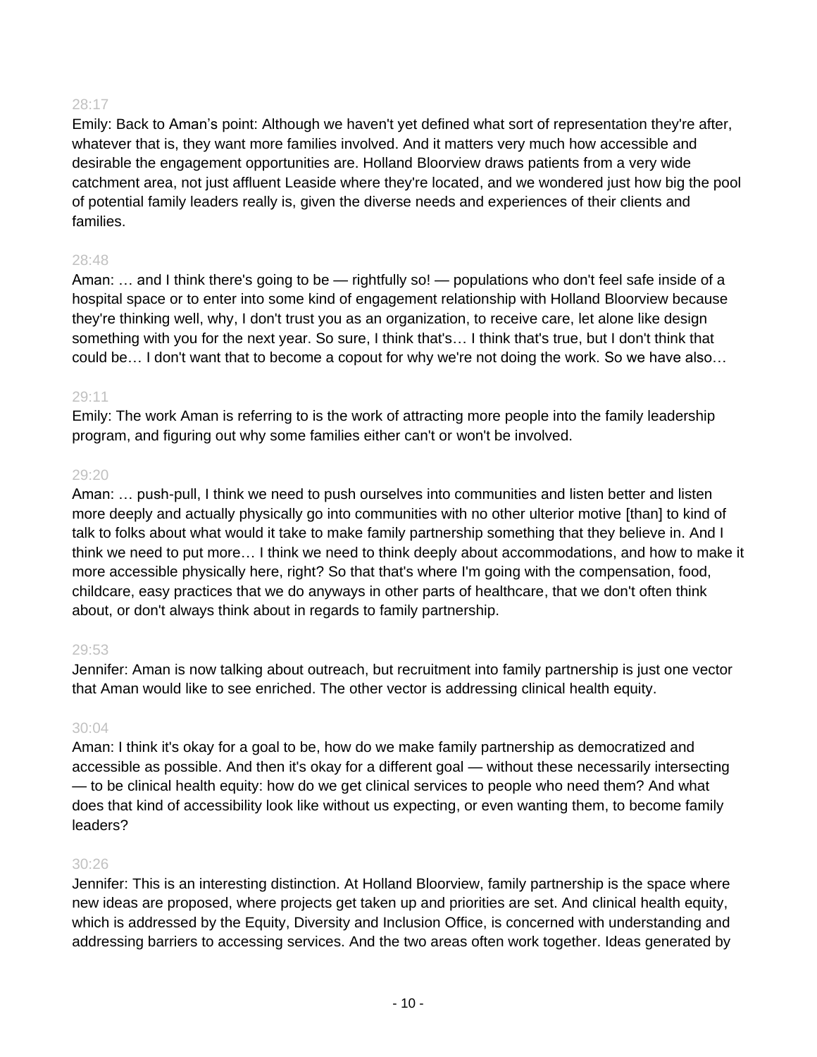28:17

Emily: Back to Aman's point: Although we haven't yet defined what sort of representation they're after, whatever that is, they want more families involved. And it matters very much how accessible and desirable the engagement opportunities are. Holland Bloorview draws patients from a very wide catchment area, not just affluent Leaside where they're located, and we wondered just how big the pool of potential family leaders really is, given the diverse needs and experiences of their clients and families.

28:48

Aman: … and I think there's going to be — rightfully so! — populations who don't feel safe inside of a hospital space or to enter into some kind of engagement relationship with Holland Bloorview because they're thinking well, why, I don't trust you as an organization, to receive care, let alone like design something with you for the next year. So sure, I think that's… I think that's true, but I don't think that could be… I don't want that to become a copout for why we're not doing the work. So we have also…

29:11

Emily: The work Aman is referring to is the work of attracting more people into the family leadership program, and figuring out why some families either can't or won't be involved.

29:20

Aman: … push-pull, I think we need to push ourselves into communities and listen better and listen more deeply and actually physically go into communities with no other ulterior motive [than] to kind of talk to folks about what would it take to make family partnership something that they believe in. And I think we need to put more… I think we need to think deeply about accommodations, and how to make it more accessible physically here, right? So that that's where I'm going with the compensation, food, childcare, easy practices that we do anyways in other parts of healthcare, that we don't often think about, or don't always think about in regards to family partnership.

29:53

Jennifer: Aman is now talking about outreach, but recruitment into family partnership is just one vector that Aman would like to see enriched. The other vector is addressing clinical health equity.

30:04

Aman: I think it's okay for a goal to be, how do we make family partnership as democratized and accessible as possible. And then it's okay for a different goal — without these necessarily intersecting — to be clinical health equity: how do we get clinical services to people who need them? And what does that kind of accessibility look like without us expecting, or even wanting them, to become family leaders?

30:26

Jennifer: This is an interesting distinction. At Holland Bloorview, family partnership is the space where new ideas are proposed, where projects get taken up and priorities are set. And clinical health equity, which is addressed by the Equity, Diversity and Inclusion Office, is concerned with understanding and addressing barriers to accessing services. And the two areas often work together. Ideas generated by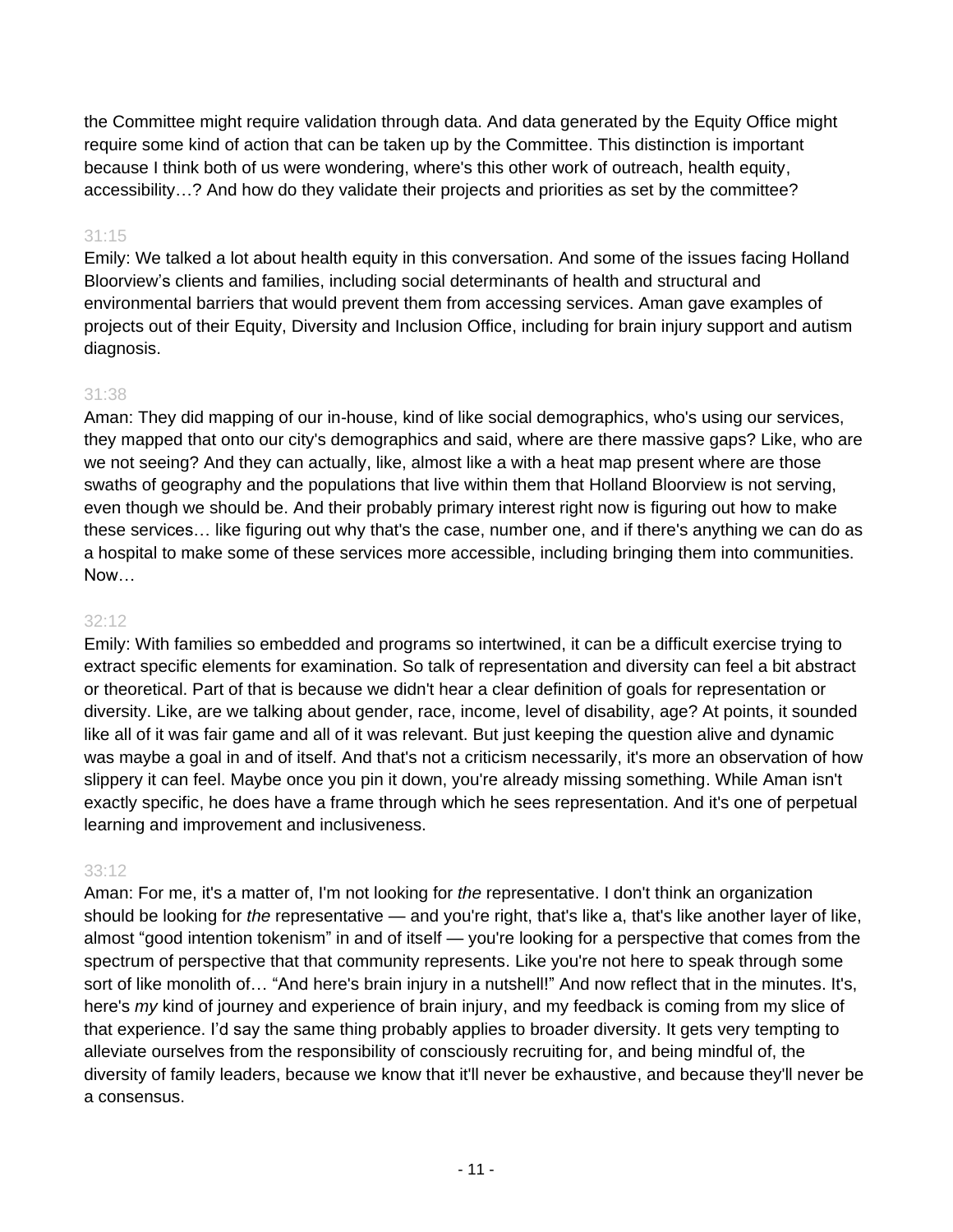the Committee might require validation through data. And data generated by the Equity Office might require some kind of action that can be taken up by the Committee. This distinction is important because I think both of us were wondering, where's this other work of outreach, health equity, accessibility…? And how do they validate their projects and priorities as set by the committee?

31:15

Emily: We talked a lot about health equity in this conversation. And some of the issues facing Holland Bloorview's clients and families, including social determinants of health and structural and environmental barriers that would prevent them from accessing services. Aman gave examples of projects out of their Equity, Diversity and Inclusion Office, including for brain injury support and autism diagnosis.

31:38

Aman: They did mapping of our in-house, kind of like social demographics, who's using our services, they mapped that onto our city's demographics and said, where are there massive gaps? Like, who are we not seeing? And they can actually, like, almost like a with a heat map present where are those swaths of geography and the populations that live within them that Holland Bloorview is not serving, even though we should be. And their probably primary interest right now is figuring out how to make these services… like figuring out why that's the case, number one, and if there's anything we can do as a hospital to make some of these services more accessible, including bringing them into communities. Now…

32:12

Emily: With families so embedded and programs so intertwined, it can be a difficult exercise trying to extract specific elements for examination. So talk of representation and diversity can feel a bit abstract or theoretical. Part of that is because we didn't hear a clear definition of goals for representation or diversity. Like, are we talking about gender, race, income, level of disability, age? At points, it sounded like all of it was fair game and all of it was relevant. But just keeping the question alive and dynamic was maybe a goal in and of itself. And that's not a criticism necessarily, it's more an observation of how slippery it can feel. Maybe once you pin it down, you're already missing something. While Aman isn't exactly specific, he does have a frame through which he sees representation. And it's one of perpetual learning and improvement and inclusiveness.

33:12

Aman: For me, it's a matter of, I'm not looking for *the* representative. I don't think an organization should be looking for *the* representative — and you're right, that's like a, that's like another layer of like, almost "good intention tokenism" in and of itself — you're looking for a perspective that comes from the spectrum of perspective that that community represents. Like you're not here to speak through some sort of like monolith of… "And here's brain injury in a nutshell!" And now reflect that in the minutes. It's, here's *my* kind of journey and experience of brain injury, and my feedback is coming from my slice of that experience. I'd say the same thing probably applies to broader diversity. It gets very tempting to alleviate ourselves from the responsibility of consciously recruiting for, and being mindful of, the diversity of family leaders, because we know that it'll never be exhaustive, and because they'll never be a consensus.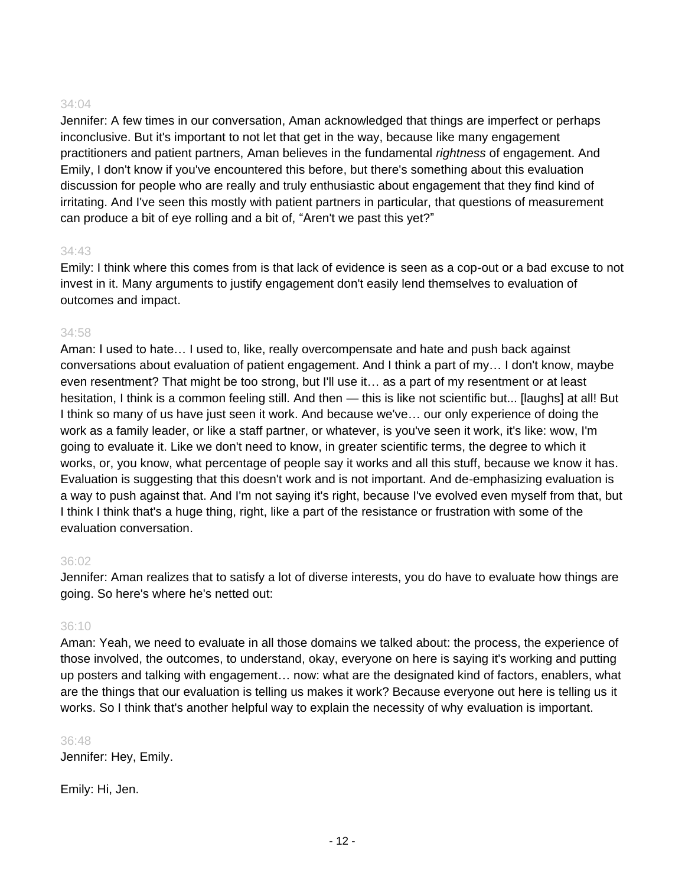34:04

Jennifer: A few times in our conversation, Aman acknowledged that things are imperfect or perhaps inconclusive. But it's important to not let that get in the way, because like many engagement practitioners and patient partners, Aman believes in the fundamental *rightness* of engagement. And Emily, I don't know if you've encountered this before, but there's something about this evaluation discussion for people who are really and truly enthusiastic about engagement that they find kind of irritating. And I've seen this mostly with patient partners in particular, that questions of measurement can produce a bit of eye rolling and a bit of, "Aren't we past this yet?"

34:43

Emily: I think where this comes from is that lack of evidence is seen as a cop-out or a bad excuse to not invest in it. Many arguments to justify engagement don't easily lend themselves to evaluation of outcomes and impact.

34:58

Aman: I used to hate… I used to, like, really overcompensate and hate and push back against conversations about evaluation of patient engagement. And I think a part of my… I don't know, maybe even resentment? That might be too strong, but I'll use it… as a part of my resentment or at least hesitation, I think is a common feeling still. And then — this is like not scientific but... [laughs] at all! But I think so many of us have just seen it work. And because we've… our only experience of doing the work as a family leader, or like a staff partner, or whatever, is you've seen it work, it's like: wow, I'm going to evaluate it. Like we don't need to know, in greater scientific terms, the degree to which it works, or, you know, what percentage of people say it works and all this stuff, because we know it has. Evaluation is suggesting that this doesn't work and is not important. And de-emphasizing evaluation is a way to push against that. And I'm not saying it's right, because I've evolved even myself from that, but I think I think that's a huge thing, right, like a part of the resistance or frustration with some of the evaluation conversation.

36:02

Jennifer: Aman realizes that to satisfy a lot of diverse interests, you do have to evaluate how things are going. So here's where he's netted out:

36:10

Aman: Yeah, we need to evaluate in all those domains we talked about: the process, the experience of those involved, the outcomes, to understand, okay, everyone on here is saying it's working and putting up posters and talking with engagement… now: what are the designated kind of factors, enablers, what are the things that our evaluation is telling us makes it work? Because everyone out here is telling us it works. So I think that's another helpful way to explain the necessity of why evaluation is important.

36:48

Jennifer: Hey, Emily.

Emily: Hi, Jen.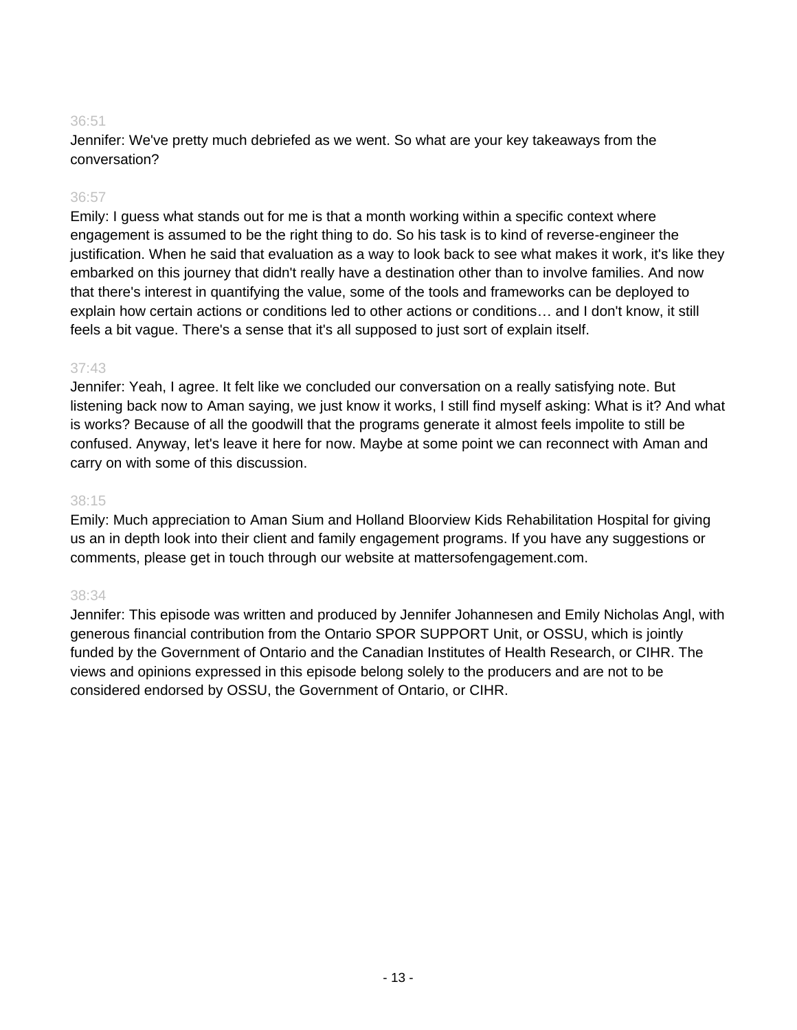36:51

Jennifer: We've pretty much debriefed as we went. So what are your key takeaways from the conversation?

36:57

Emily: I guess what stands out for me is that a month working within a specific context where engagement is assumed to be the right thing to do. So his task is to kind of reverse-engineer the justification. When he said that evaluation as a way to look back to see what makes it work, it's like they embarked on this journey that didn't really have a destination other than to involve families. And now that there's interest in quantifying the value, some of the tools and frameworks can be deployed to explain how certain actions or conditions led to other actions or conditions… and I don't know, it still feels a bit vague. There's a sense that it's all supposed to just sort of explain itself.

37:43

Jennifer: Yeah, I agree. It felt like we concluded our conversation on a really satisfying note. But listening back now to Aman saying, we just know it works, I still find myself asking: What is it? And what is works? Because of all the goodwill that the programs generate it almost feels impolite to still be confused. Anyway, let's leave it here for now. Maybe at some point we can reconnect with Aman and carry on with some of this discussion.

38:15

Emily: Much appreciation to Aman Sium and Holland Bloorview Kids Rehabilitation Hospital for giving us an in depth look into their client and family engagement programs. If you have any suggestions or comments, please get in touch through our website at mattersofengagement.com.

38:34

Jennifer: This episode was written and produced by Jennifer Johannesen and Emily Nicholas Angl, with generous financial contribution from the Ontario SPOR SUPPORT Unit, or OSSU, which is jointly funded by the Government of Ontario and the Canadian Institutes of Health Research, or CIHR. The views and opinions expressed in this episode belong solely to the producers and are not to be considered endorsed by OSSU, the Government of Ontario, or CIHR.